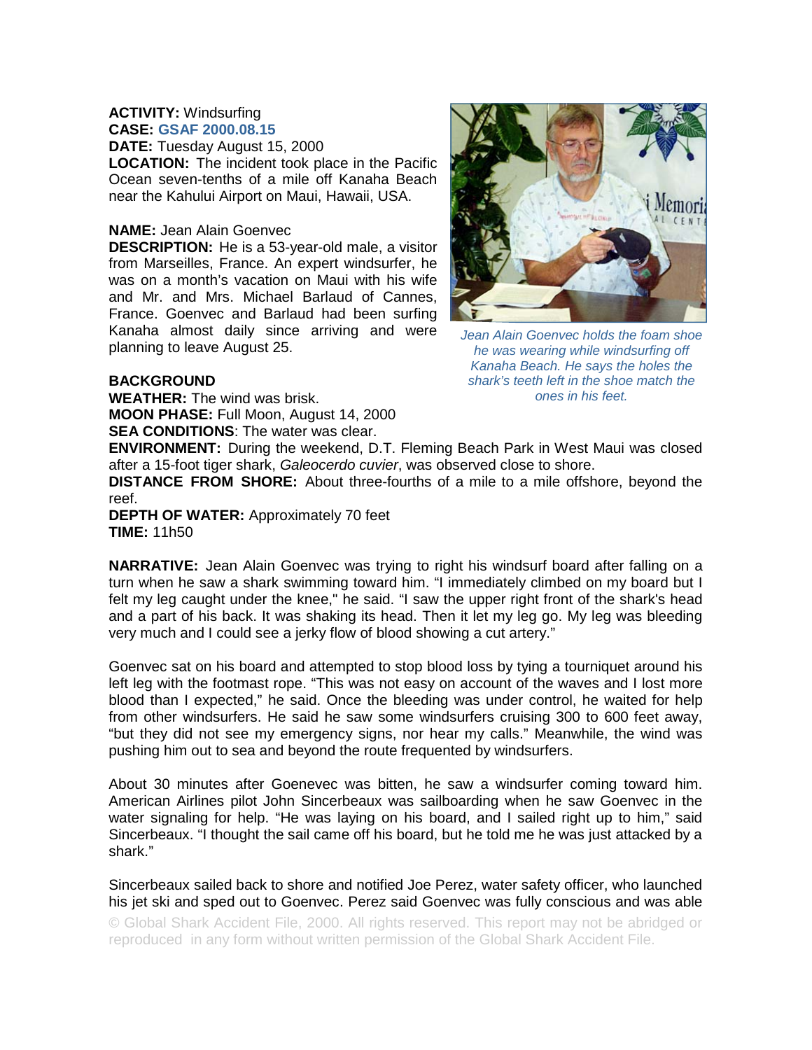**ACTIVITY:** Windsurfing
**CASE:** GSAF 2000.08.15
**DATE:** Tuesday August 15, 2000
**LOCATION:** The incident took place in the Pacific Ocean seven-tenths of a mile off Kanaha Beach near the Kahului Airport on Maui, Hawaii, USA.

**NAME:** Jean Alain Goenvec
**DESCRIPTION:** He is a 53-year-old male, a visitor from Marseilles, France. An expert windsurfer, he was on a month's vacation on Maui with his wife and Mr. and Mrs. Michael Barlaud of Cannes, France. Goenvec and Barlaud had been surfing Kanaha almost daily since arriving and were planning to leave August 25.

*Jean Alain Goenvec holds the foam shoe he was wearing while windsurfing off Kanaha Beach. He says the holes the shark's teeth left in the shoe match the ones in his feet.*

**BACKGROUND**
**WEATHER:** The wind was brisk.
**MOON PHASE:** Full Moon, August 14, 2000
**SEA CONDITIONS**: The water was clear.
**ENVIRONMENT:** During the weekend, D.T. Fleming Beach Park in West Maui was closed after a 15-foot tiger shark, *Galeocerdo cuvier*, was observed close to shore.
**DISTANCE FROM SHORE:** About three-fourths of a mile to a mile offshore, beyond the reef.
**DEPTH OF WATER:** Approximately 70 feet
**TIME:** 11h50

**NARRATIVE:** Jean Alain Goenvec was trying to right his windsurf board after falling on a turn when he saw a shark swimming toward him. "I immediately climbed on my board but I felt my leg caught under the knee," he said. "I saw the upper right front of the shark's head and a part of his back. It was shaking its head. Then it let my leg go. My leg was bleeding very much and I could see a jerky flow of blood showing a cut artery."

Goenvec sat on his board and attempted to stop blood loss by tying a tourniquet around his left leg with the footmast rope. "This was not easy on account of the waves and I lost more blood than I expected," he said. Once the bleeding was under control, he waited for help from other windsurfers. He said he saw some windsurfers cruising 300 to 600 feet away, "but they did not see my emergency signs, nor hear my calls." Meanwhile, the wind was pushing him out to sea and beyond the route frequented by windsurfers.

About 30 minutes after Goenevec was bitten, he saw a windsurfer coming toward him. American Airlines pilot John Sincerbeaux was sailboarding when he saw Goenvec in the water signaling for help. "He was laying on his board, and I sailed right up to him," said Sincerbeaux. "I thought the sail came off his board, but he told me he was just attacked by a shark."

Sincerbeaux sailed back to shore and notified Joe Perez, water safety officer, who launched his jet ski and sped out to Goenvec. Perez said Goenvec was fully conscious and was able

© Global Shark Accident File, 2000. All rights reserved. This report may not be abridged or reproduced in any form without written permission of the Global Shark Accident File.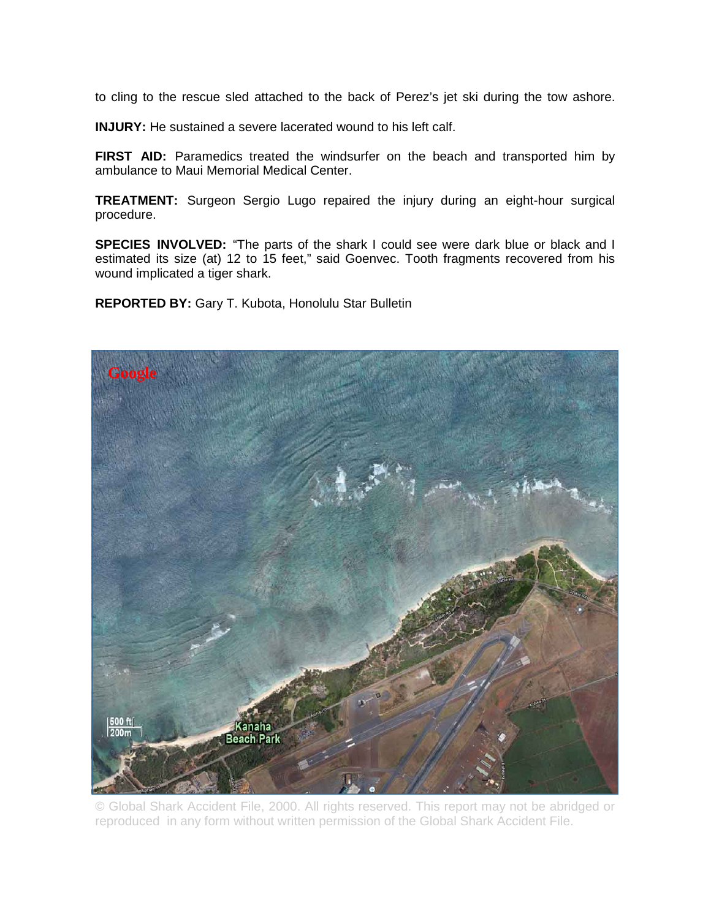to cling to the rescue sled attached to the back of Perez's jet ski during the tow ashore.

**INJURY:** He sustained a severe lacerated wound to his left calf.

**FIRST AID:** Paramedics treated the windsurfer on the beach and transported him by ambulance to Maui Memorial Medical Center.

**TREATMENT:** Surgeon Sergio Lugo repaired the injury during an eight-hour surgical procedure.

**SPECIES INVOLVED:** "The parts of the shark I could see were dark blue or black and I estimated its size (at) 12 to 15 feet," said Goenvec. Tooth fragments recovered from his wound implicated a tiger shark.

**REPORTED BY:** Gary T. Kubota, Honolulu Star Bulletin

© Global Shark Accident File, 2000. All rights reserved. This report may not be abridged or reproduced in any form without written permission of the Global Shark Accident File.